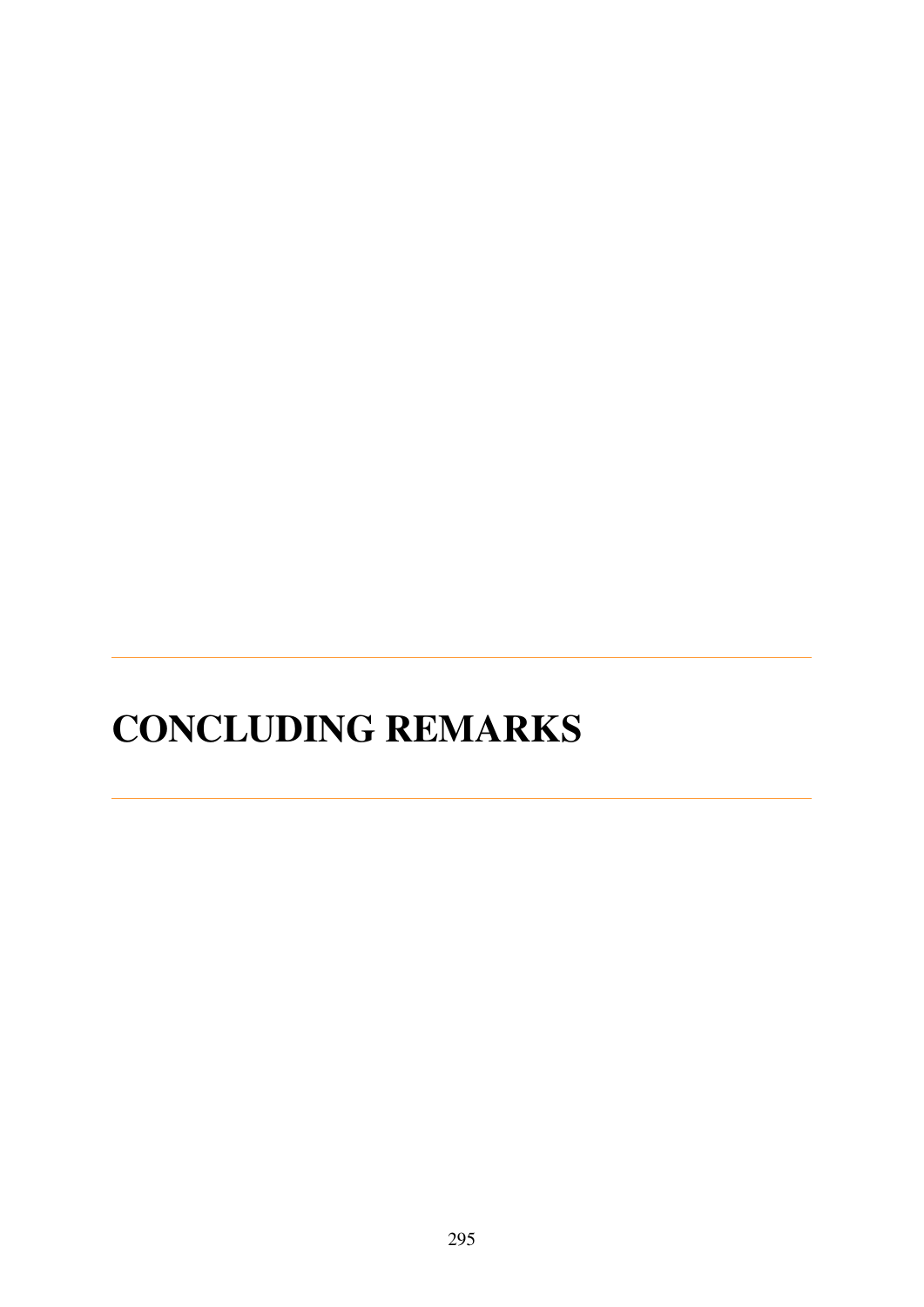# CONCLUDING REMARKS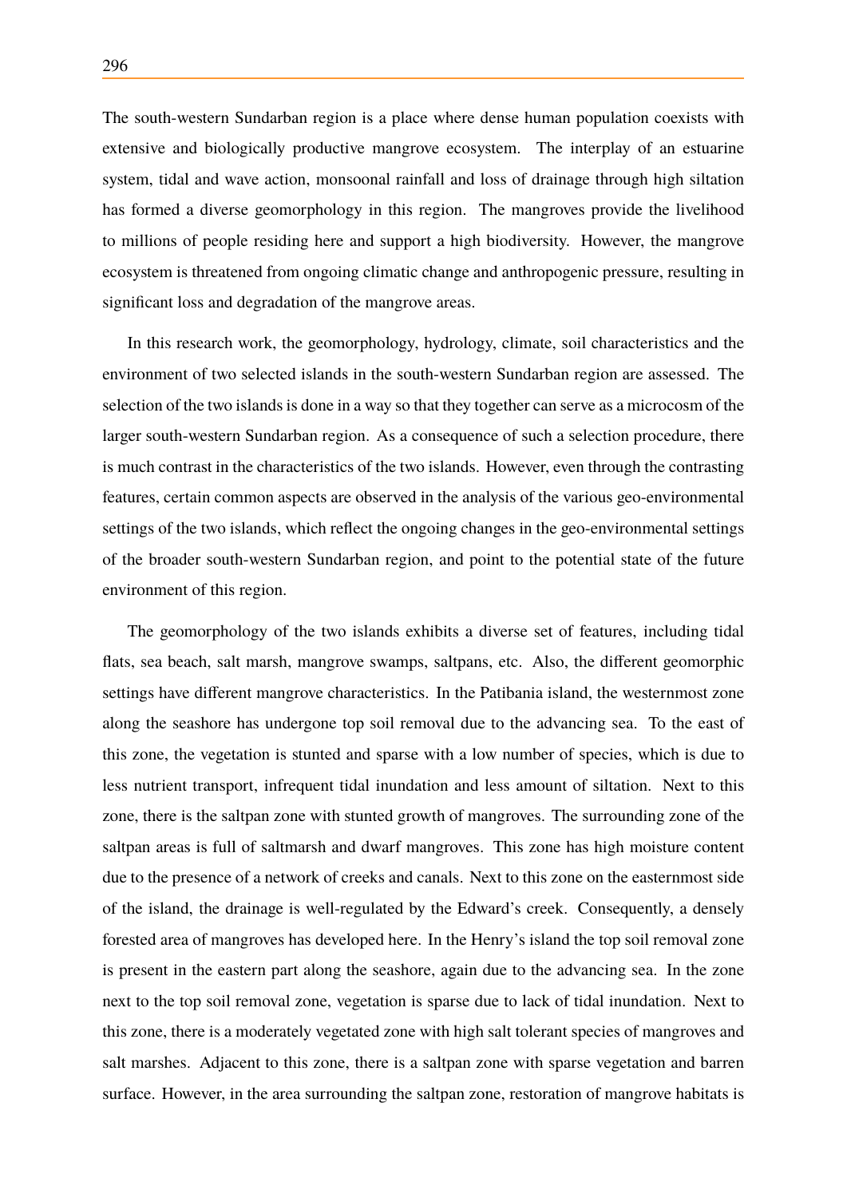The south-western Sundarban region is a place where dense human population coexists with extensive and biologically productive mangrove ecosystem. The interplay of an estuarine system, tidal and wave action, monsoonal rainfall and loss of drainage through high siltation has formed a diverse geomorphology in this region. The mangroves provide the livelihood to millions of people residing here and support a high biodiversity. However, the mangrove ecosystem is threatened from ongoing climatic change and anthropogenic pressure, resulting in significant loss and degradation of the mangrove areas.

In this research work, the geomorphology, hydrology, climate, soil characteristics and the environment of two selected islands in the south-western Sundarban region are assessed. The selection of the two islands is done in a way so that they together can serve as a microcosm of the larger south-western Sundarban region. As a consequence of such a selection procedure, there is much contrast in the characteristics of the two islands. However, even through the contrasting features, certain common aspects are observed in the analysis of the various geo-environmental settings of the two islands, which reflect the ongoing changes in the geo-environmental settings of the broader south-western Sundarban region, and point to the potential state of the future environment of this region.

The geomorphology of the two islands exhibits a diverse set of features, including tidal flats, sea beach, salt marsh, mangrove swamps, saltpans, etc. Also, the different geomorphic settings have different mangrove characteristics. In the Patibania island, the westernmost zone along the seashore has undergone top soil removal due to the advancing sea. To the east of this zone, the vegetation is stunted and sparse with a low number of species, which is due to less nutrient transport, infrequent tidal inundation and less amount of siltation. Next to this zone, there is the saltpan zone with stunted growth of mangroves. The surrounding zone of the saltpan areas is full of saltmarsh and dwarf mangroves. This zone has high moisture content due to the presence of a network of creeks and canals. Next to this zone on the easternmost side of the island, the drainage is well-regulated by the Edward's creek. Consequently, a densely forested area of mangroves has developed here. In the Henry's island the top soil removal zone is present in the eastern part along the seashore, again due to the advancing sea. In the zone next to the top soil removal zone, vegetation is sparse due to lack of tidal inundation. Next to this zone, there is a moderately vegetated zone with high salt tolerant species of mangroves and salt marshes. Adjacent to this zone, there is a saltpan zone with sparse vegetation and barren surface. However, in the area surrounding the saltpan zone, restoration of mangrove habitats is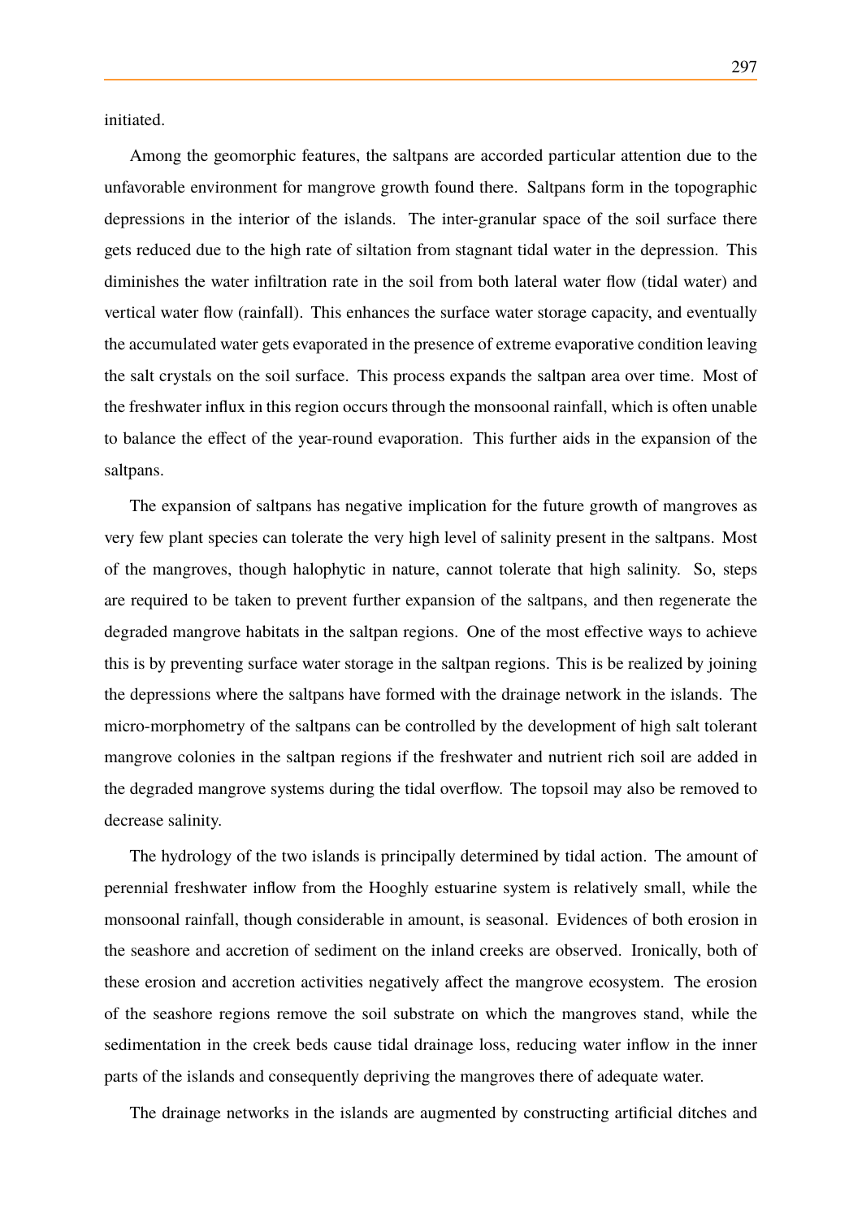initiated.

Among the geomorphic features, the saltpans are accorded particular attention due to the unfavorable environment for mangrove growth found there. Saltpans form in the topographic depressions in the interior of the islands. The inter-granular space of the soil surface there gets reduced due to the high rate of siltation from stagnant tidal water in the depression. This diminishes the water infiltration rate in the soil from both lateral water flow (tidal water) and vertical water flow (rainfall). This enhances the surface water storage capacity, and eventually the accumulated water gets evaporated in the presence of extreme evaporative condition leaving the salt crystals on the soil surface. This process expands the saltpan area over time. Most of the freshwater influx in this region occurs through the monsoonal rainfall, which is often unable to balance the effect of the year-round evaporation. This further aids in the expansion of the saltpans.

The expansion of saltpans has negative implication for the future growth of mangroves as very few plant species can tolerate the very high level of salinity present in the saltpans. Most of the mangroves, though halophytic in nature, cannot tolerate that high salinity. So, steps are required to be taken to prevent further expansion of the saltpans, and then regenerate the degraded mangrove habitats in the saltpan regions. One of the most effective ways to achieve this is by preventing surface water storage in the saltpan regions. This is be realized by joining the depressions where the saltpans have formed with the drainage network in the islands. The micro-morphometry of the saltpans can be controlled by the development of high salt tolerant mangrove colonies in the saltpan regions if the freshwater and nutrient rich soil are added in the degraded mangrove systems during the tidal overflow. The topsoil may also be removed to decrease salinity.

The hydrology of the two islands is principally determined by tidal action. The amount of perennial freshwater inflow from the Hooghly estuarine system is relatively small, while the monsoonal rainfall, though considerable in amount, is seasonal. Evidences of both erosion in the seashore and accretion of sediment on the inland creeks are observed. Ironically, both of these erosion and accretion activities negatively affect the mangrove ecosystem. The erosion of the seashore regions remove the soil substrate on which the mangroves stand, while the sedimentation in the creek beds cause tidal drainage loss, reducing water inflow in the inner parts of the islands and consequently depriving the mangroves there of adequate water.

The drainage networks in the islands are augmented by constructing artificial ditches and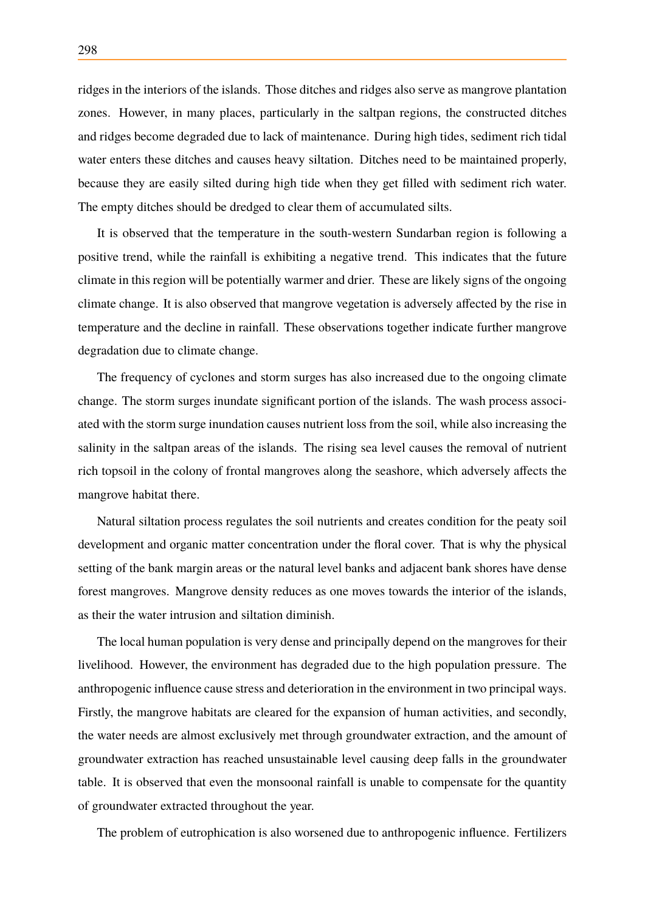ridges in the interiors of the islands. Those ditches and ridges also serve as mangrove plantation zones. However, in many places, particularly in the saltpan regions, the constructed ditches and ridges become degraded due to lack of maintenance. During high tides, sediment rich tidal water enters these ditches and causes heavy siltation. Ditches need to be maintained properly, because they are easily silted during high tide when they get filled with sediment rich water. The empty ditches should be dredged to clear them of accumulated silts.

It is observed that the temperature in the south-western Sundarban region is following a positive trend, while the rainfall is exhibiting a negative trend. This indicates that the future climate in this region will be potentially warmer and drier. These are likely signs of the ongoing climate change. It is also observed that mangrove vegetation is adversely affected by the rise in temperature and the decline in rainfall. These observations together indicate further mangrove degradation due to climate change.

The frequency of cyclones and storm surges has also increased due to the ongoing climate change. The storm surges inundate significant portion of the islands. The wash process associated with the storm surge inundation causes nutrient loss from the soil, while also increasing the salinity in the saltpan areas of the islands. The rising sea level causes the removal of nutrient rich topsoil in the colony of frontal mangroves along the seashore, which adversely affects the mangrove habitat there.

Natural siltation process regulates the soil nutrients and creates condition for the peaty soil development and organic matter concentration under the floral cover. That is why the physical setting of the bank margin areas or the natural level banks and adjacent bank shores have dense forest mangroves. Mangrove density reduces as one moves towards the interior of the islands, as their the water intrusion and siltation diminish.

The local human population is very dense and principally depend on the mangroves for their livelihood. However, the environment has degraded due to the high population pressure. The anthropogenic influence cause stress and deterioration in the environment in two principal ways. Firstly, the mangrove habitats are cleared for the expansion of human activities, and secondly, the water needs are almost exclusively met through groundwater extraction, and the amount of groundwater extraction has reached unsustainable level causing deep falls in the groundwater table. It is observed that even the monsoonal rainfall is unable to compensate for the quantity of groundwater extracted throughout the year.

The problem of eutrophication is also worsened due to anthropogenic influence. Fertilizers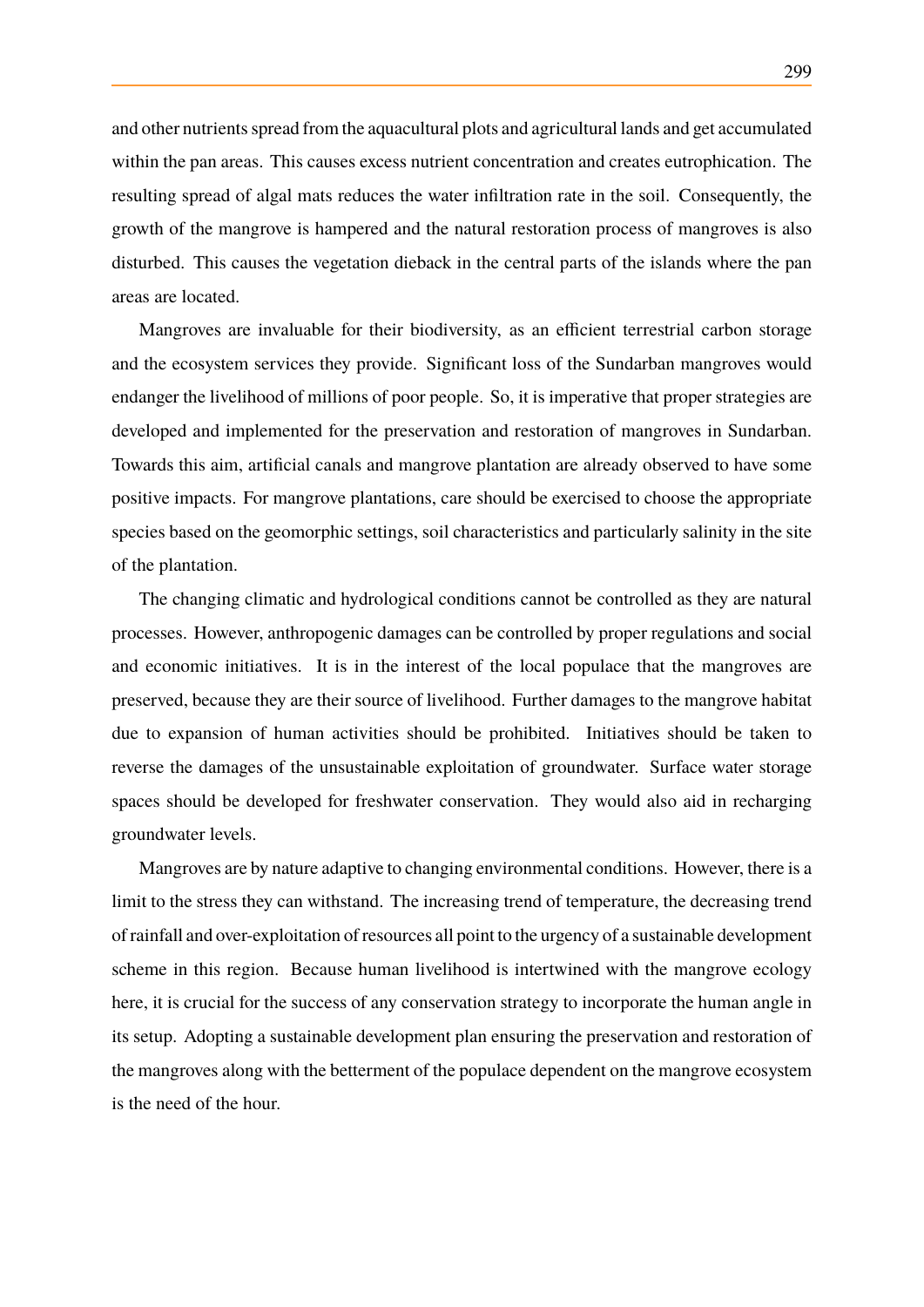and other nutrients spread from the aquacultural plots and agricultural lands and get accumulated within the pan areas. This causes excess nutrient concentration and creates eutrophication. The resulting spread of algal mats reduces the water infiltration rate in the soil. Consequently, the growth of the mangrove is hampered and the natural restoration process of mangroves is also disturbed. This causes the vegetation dieback in the central parts of the islands where the pan areas are located.

Mangroves are invaluable for their biodiversity, as an efficient terrestrial carbon storage and the ecosystem services they provide. Significant loss of the Sundarban mangroves would endanger the livelihood of millions of poor people. So, it is imperative that proper strategies are developed and implemented for the preservation and restoration of mangroves in Sundarban. Towards this aim, artificial canals and mangrove plantation are already observed to have some positive impacts. For mangrove plantations, care should be exercised to choose the appropriate species based on the geomorphic settings, soil characteristics and particularly salinity in the site of the plantation.

The changing climatic and hydrological conditions cannot be controlled as they are natural processes. However, anthropogenic damages can be controlled by proper regulations and social and economic initiatives. It is in the interest of the local populace that the mangroves are preserved, because they are their source of livelihood. Further damages to the mangrove habitat due to expansion of human activities should be prohibited. Initiatives should be taken to reverse the damages of the unsustainable exploitation of groundwater. Surface water storage spaces should be developed for freshwater conservation. They would also aid in recharging groundwater levels.

Mangroves are by nature adaptive to changing environmental conditions. However, there is a limit to the stress they can withstand. The increasing trend of temperature, the decreasing trend of rainfall and over-exploitation of resources all point to the urgency of a sustainable development scheme in this region. Because human livelihood is intertwined with the mangrove ecology here, it is crucial for the success of any conservation strategy to incorporate the human angle in its setup. Adopting a sustainable development plan ensuring the preservation and restoration of the mangroves along with the betterment of the populace dependent on the mangrove ecosystem is the need of the hour.